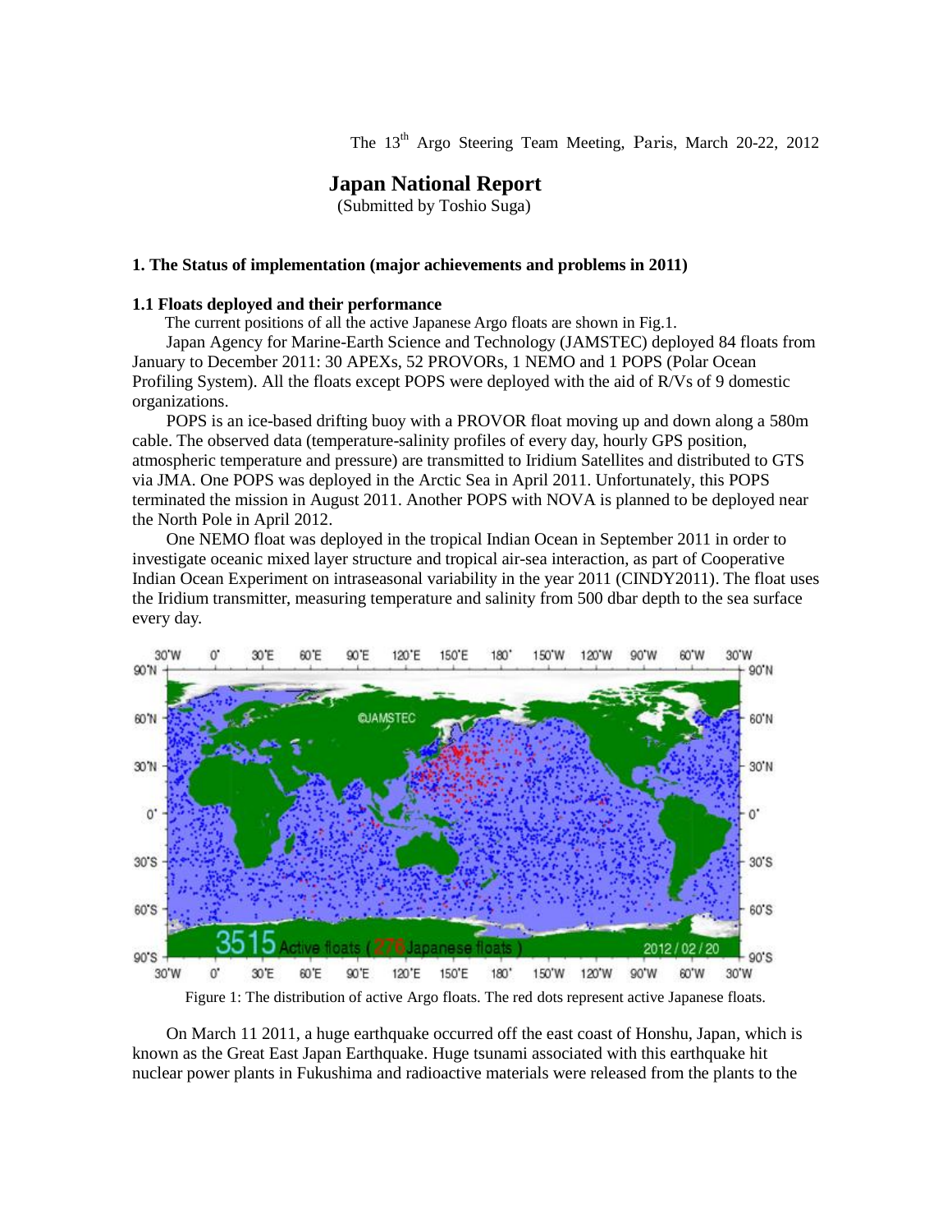The 13th Argo Steering Team Meeting, Paris, March 20-22, 2012

# Japan National Report

(Submitted by Toshio Suga)

## 1. The Status of implementation (major achievements and problems in 2011)

### 1.1 Floats deployed and their performance

The current positions of all the active Japanese Argo floats are shown in Fig.1.

Japan Agency for Marine-Earth Science and Technology (JAMSTEC) deployed 84 floats from January to December 2011: 30 APEXs, 52 PROVORs, 1 NEMO and 1 POPS (Polar Ocean Profiling System). All the floats except POPS were deployed with the aid of R/Vs of 9 domestic organizations.

POPS is an ice-based drifting buoy with a PROVOR float moving up and down along a 580m cable. The observed data (temperature-salinity profiles of every day, hourly GPS position, atmospheric temperature and pressure) are transmitted to Iridium Satellites and distributed to GTS via JMA. One POPS was deployed in the Arctic Sea in April 2011. Unfortunately, this POPS terminated the mission in August 2011. Another POPS with NOVA is planned to be deployed near the North Pole in April 2012.

One NEMO float was deployed in the tropical Indian Ocean in September 2011 in order to investigate oceanic mixed layer structure and tropical air-sea interaction, as part of Cooperative Indian Ocean Experiment on intraseasonal variability in the year 2011 (CINDY2011). The float uses the Iridium transmitter, measuring temperature and salinity from 500 dbar depth to the sea surface every day.

Figure 1: The distribution of active Argo floats. The red dots represent active Japanese floats.

On March 11 2011, a huge earthquake occurred off the east coast of Honshu, Japan, which is known as the Great East Japan Earthquake. Huge tsunami associated with this earthquake hit nuclear power plants in Fukushima and radioactive materials were released from the plants to the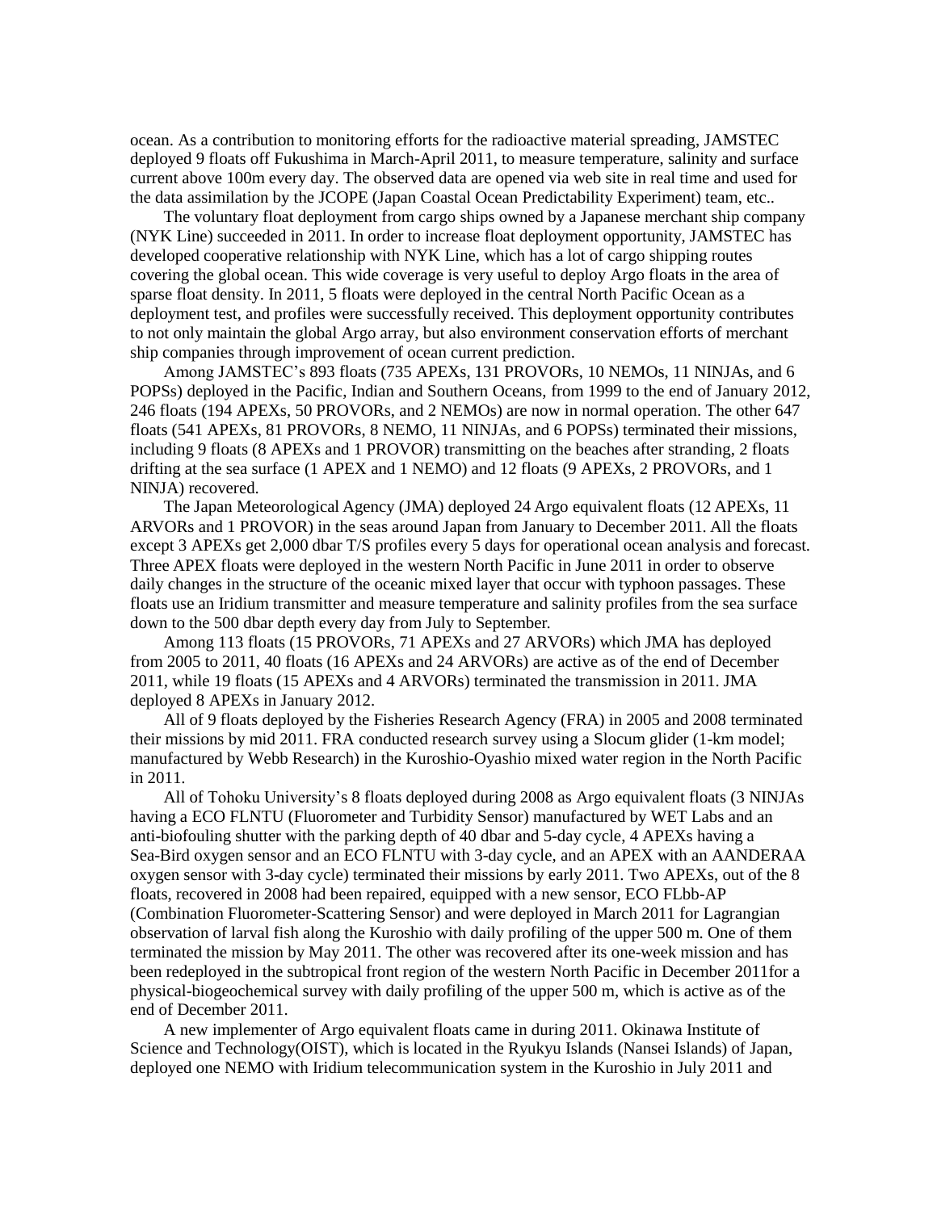ocean. As a contribution to monitoring efforts for the radioactive material spreading, JAMSTEC deployed 9 floats off Fukushima in March-April 2011, to measure temperature, salinity and surface current above 100m every day. The observed data are opened via web site in real time and used for the data assimilation by the JCOPE (Japan Coastal Ocean Predictability Experiment) team, etc..

The voluntary float deployment from cargo ships owned by a Japanese merchant ship company (NYK Line) succeeded in 2011. In order to increase float deployment opportunity, JAMSTEC has developed cooperative relationship with NYK Line, which has a lot of cargo shipping routes covering the global ocean. This wide coverage is very useful to deploy Argo floats in the area of sparse float density. In 2011, 5 floats were deployed in the central North Pacific Ocean as a deployment test, and profiles were successfully received. This deployment opportunity contributes to not only maintain the global Argo array, but also environment conservation efforts of merchant ship companies through improvement of ocean current prediction.

Among JAMSTEC's 893 floats (735 APEXs, 131 PROVORs, 10 NEMOs, 11 NINJAs, and 6 POPSs) deployed in the Pacific, Indian and Southern Oceans, from 1999 to the end of January 2012, 246 floats (194 APEXs, 50 PROVORs, and 2 NEMOs) are now in normal operation. The other 647 floats (541 APEXs, 81 PROVORs, 8 NEMO, 11 NINJAs, and 6 POPSs) terminated their missions, including 9 floats (8 APEXs and 1 PROVOR) transmitting on the beaches after stranding, 2 floats drifting at the sea surface (1 APEX and 1 NEMO) and 12 floats (9 APEXs, 2 PROVORs, and 1 NINJA) recovered.

The Japan Meteorological Agency (JMA) deployed 24 Argo equivalent floats (12 APEXs, 11 ARVORs and 1 PROVOR) in the seas around Japan from January to December 2011. All the floats except 3 APEXs get 2,000 dbar T/S profiles every 5 days for operational ocean analysis and forecast. Three APEX floats were deployed in the western North Pacific in June 2011 in order to observe daily changes in the structure of the oceanic mixed layer that occur with typhoon passages. These floats use an Iridium transmitter and measure temperature and salinity profiles from the sea surface down to the 500 dbar depth every day from July to September.

Among 113 floats (15 PROVORs, 71 APEXs and 27 ARVORs) which JMA has deployed from 2005 to 2011, 40 floats (16 APEXs and 24 ARVORs) are active as of the end of December 2011, while 19 floats (15 APEXs and 4 ARVORs) terminated the transmission in 2011. JMA deployed 8 APEXs in January 2012.

All of 9 floats deployed by the Fisheries Research Agency (FRA) in 2005 and 2008 terminated their missions by mid 2011. FRA conducted research survey using a Slocum glider (1-km model; manufactured by Webb Research) in the Kuroshio-Oyashio mixed water region in the North Pacific in 2011.

All of Tohoku University's 8 floats deployed during 2008 as Argo equivalent floats (3 NINJAs having a ECO FLNTU (Fluorometer and Turbidity Sensor) manufactured by WET Labs and an anti-biofouling shutter with the parking depth of 40 dbar and 5-day cycle, 4 APEXs having a Sea-Bird oxygen sensor and an ECO FLNTU with 3-day cycle, and an APEX with an AANDERAA oxygen sensor with 3-day cycle) terminated their missions by early 2011. Two APEXs, out of the 8 floats, recovered in 2008 had been repaired, equipped with a new sensor, ECO FLbb-AP (Combination Fluorometer-Scattering Sensor) and were deployed in March 2011 for Lagrangian observation of larval fish along the Kuroshio with daily profiling of the upper 500 m. One of them terminated the mission by May 2011. The other was recovered after its one-week mission and has been redeployed in the subtropical front region of the western North Pacific in December 2011for a physical-biogeochemical survey with daily profiling of the upper 500 m, which is active as of the end of December 2011.

A new implementer of Argo equivalent floats came in during 2011. Okinawa Institute of Science and Technology(OIST), which is located in the Ryukyu Islands (Nansei Islands) of Japan, deployed one NEMO with Iridium telecommunication system in the Kuroshio in July 2011 and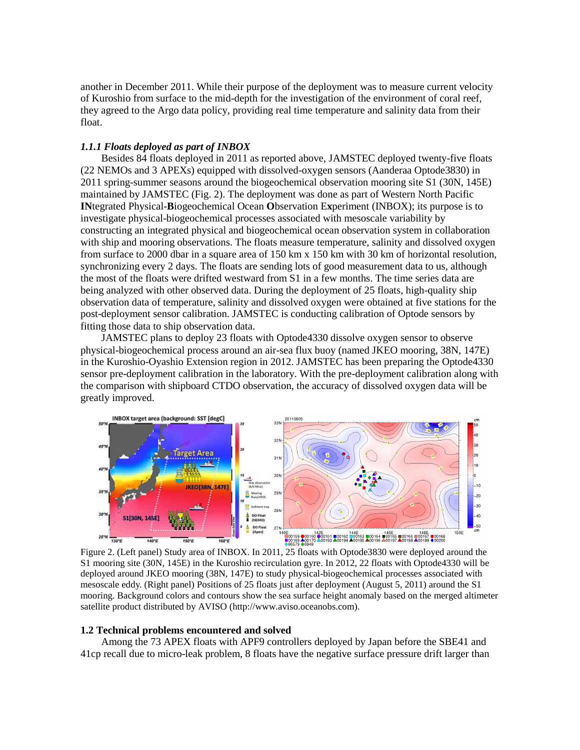another in December 2011. While their purpose of the deployment was to measure current velocity of Kuroshio from surface to the mid-depth for the investigation of the environment of coral reef, they agreed to the Argo data policy, providing real time temperature and salinity data from their float.

### *1.1.1 Floats deployed as part of INBOX*

Besides 84 floats deployed in 2011 as reported above, JAMSTEC deployed twenty-five floats (22 NEMOs and 3 APEXs) equipped with dissolved-oxygen sensors (Aanderaa Optode3830) in 2011 spring-summer seasons around the biogeochemical observation mooring site S1 (30N, 145E) maintained by JAMSTEC (Fig. 2). The deployment was done as part of Western North Pacific **IN**tegrated Physical-**B**iogeochemical Ocean **O**bservation E**x**periment (INBOX); its purpose is to investigate physical-biogeochemical processes associated with mesoscale variability by constructing an integrated physical and biogeochemical ocean observation system in collaboration with ship and mooring observations. The floats measure temperature, salinity and dissolved oxygen from surface to 2000 dbar in a square area of 150 km x 150 km with 30 km of horizontal resolution, synchronizing every 2 days. The floats are sending lots of good measurement data to us, although the most of the floats were drifted westward from S1 in a few months. The time series data are being analyzed with other observed data. During the deployment of 25 floats, high-quality ship observation data of temperature, salinity and dissolved oxygen were obtained at five stations for the post-deployment sensor calibration. JAMSTEC is conducting calibration of Optode sensors by fitting those data to ship observation data.

JAMSTEC plans to deploy 23 floats with Optode4330 dissolve oxygen sensor to observe physical-biogeochemical process around an air-sea flux buoy (named JKEO mooring, 38N, 147E) in the Kuroshio-Oyashio Extension region in 2012. JAMSTEC has been preparing the Optode4330 sensor pre-deployment calibration in the laboratory. With the pre-deployment calibration along with the comparison with shipboard CTDO observation, the accuracy of dissolved oxygen data will be greatly improved.

Figure 2. (Left panel) Study area of INBOX. In 2011, 25 floats with Optode3830 were deployed around the S1 mooring site (30N, 145E) in the Kuroshio recirculation gyre. In 2012, 22 floats with Optode4330 will be deployed around JKEO mooring (38N, 147E) to study physical-biogeochemical processes associated with mesoscale eddy. (Right panel) Positions of 25 floats just after deployment (August 5, 2011) around the S1 mooring. Background colors and contours show the sea surface height anomaly based on the merged altimeter satellite product distributed by AVISO (http://www.aviso.oceanobs.com).

## 1.2 Technical problems encountered and solved

Among the 73 APEX floats with APF9 controllers deployed by Japan before the SBE41 and 41cp recall due to micro-leak problem, 8 floats have the negative surface pressure drift larger than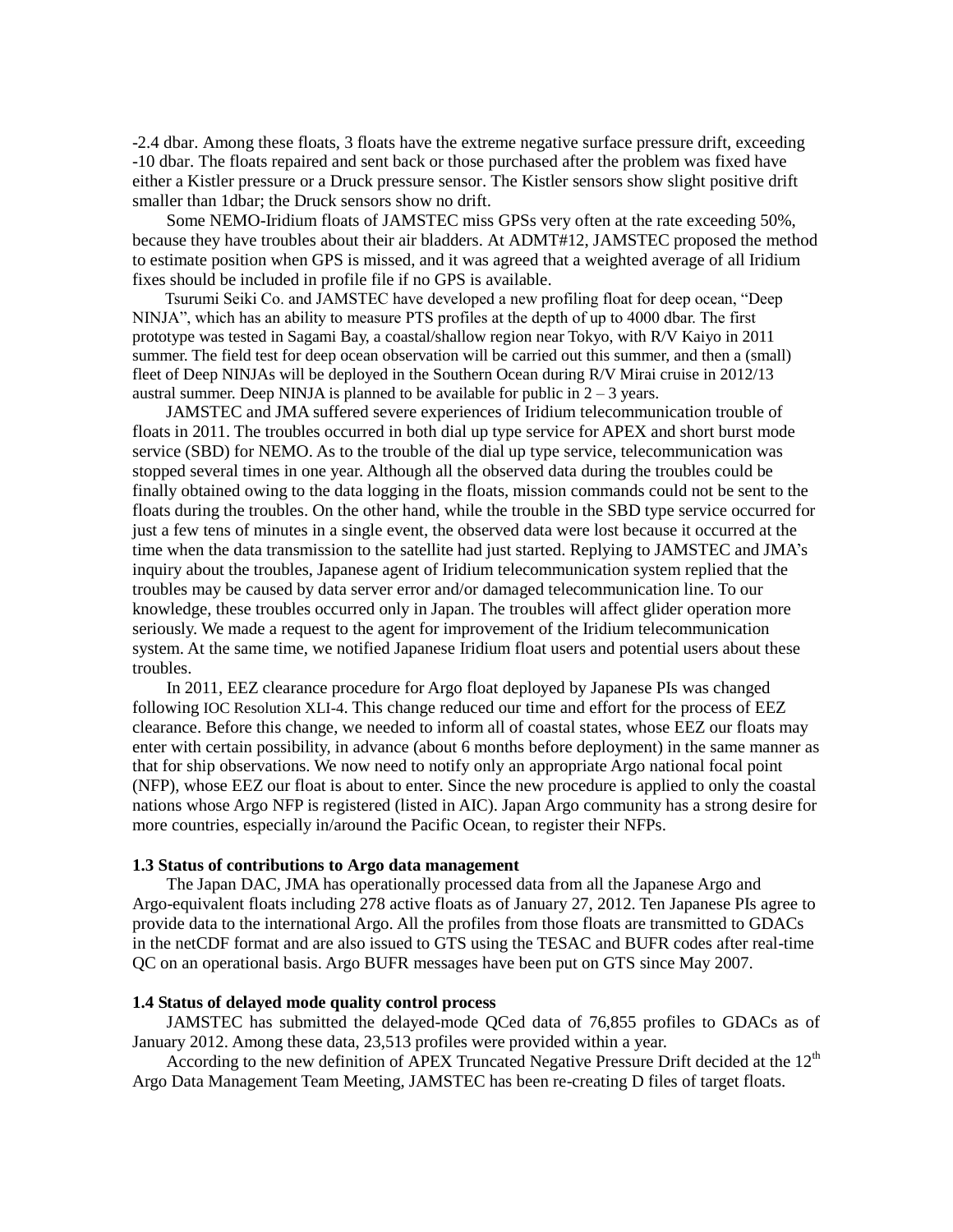-2.4 dbar. Among these floats, 3 floats have the extreme negative surface pressure drift, exceeding -10 dbar. The floats repaired and sent back or those purchased after the problem was fixed have either a Kistler pressure or a Druck pressure sensor. The Kistler sensors show slight positive drift smaller than 1dbar; the Druck sensors show no drift.

Some NEMO-Iridium floats of JAMSTEC miss GPSs very often at the rate exceeding 50%, because they have troubles about their air bladders. At ADMT#12, JAMSTEC proposed the method to estimate position when GPS is missed, and it was agreed that a weighted average of all Iridium fixes should be included in profile file if no GPS is available.

Tsurumi Seiki Co. and JAMSTEC have developed a new profiling float for deep ocean, "Deep NINJA", which has an ability to measure PTS profiles at the depth of up to 4000 dbar. The first prototype was tested in Sagami Bay, a coastal/shallow region near Tokyo, with R/V Kaiyo in 2011 summer. The field test for deep ocean observation will be carried out this summer, and then a (small) fleet of Deep NINJAs will be deployed in the Southern Ocean during R/V Mirai cruise in 2012/13 austral summer. Deep NINJA is planned to be available for public in 2 – 3 years.

JAMSTEC and JMA suffered severe experiences of Iridium telecommunication trouble of floats in 2011. The troubles occurred in both dial up type service for APEX and short burst mode service (SBD) for NEMO. As to the trouble of the dial up type service, telecommunication was stopped several times in one year. Although all the observed data during the troubles could be finally obtained owing to the data logging in the floats, mission commands could not be sent to the floats during the troubles. On the other hand, while the trouble in the SBD type service occurred for just a few tens of minutes in a single event, the observed data were lost because it occurred at the time when the data transmission to the satellite had just started. Replying to JAMSTEC and JMA's inquiry about the troubles, Japanese agent of Iridium telecommunication system replied that the troubles may be caused by data server error and/or damaged telecommunication line. To our knowledge, these troubles occurred only in Japan. The troubles will affect glider operation more seriously. We made a request to the agent for improvement of the Iridium telecommunication system. At the same time, we notified Japanese Iridium float users and potential users about these troubles.

In 2011, EEZ clearance procedure for Argo float deployed by Japanese PIs was changed following IOC Resolution XLI-4. This change reduced our time and effort for the process of EEZ clearance. Before this change, we needed to inform all of coastal states, whose EEZ our floats may enter with certain possibility, in advance (about 6 months before deployment) in the same manner as that for ship observations. We now need to notify only an appropriate Argo national focal point (NFP), whose EEZ our float is about to enter. Since the new procedure is applied to only the coastal nations whose Argo NFP is registered (listed in AIC). Japan Argo community has a strong desire for more countries, especially in/around the Pacific Ocean, to register their NFPs.

### 1.3 Status of contributions to Argo data management

The Japan DAC, JMA has operationally processed data from all the Japanese Argo and Argo-equivalent floats including 278 active floats as of January 27, 2012. Ten Japanese PIs agree to provide data to the international Argo. All the profiles from those floats are transmitted to GDACs in the netCDF format and are also issued to GTS using the TESAC and BUFR codes after real-time QC on an operational basis. Argo BUFR messages have been put on GTS since May 2007.

### 1.4 Status of delayed mode quality control process

JAMSTEC has submitted the delayed-mode QCed data of 76,855 profiles to GDACs as of January 2012. Among these data, 23,513 profiles were provided within a year.

According to the new definition of APEX Truncated Negative Pressure Drift decided at the 12th Argo Data Management Team Meeting, JAMSTEC has been re-creating D files of target floats.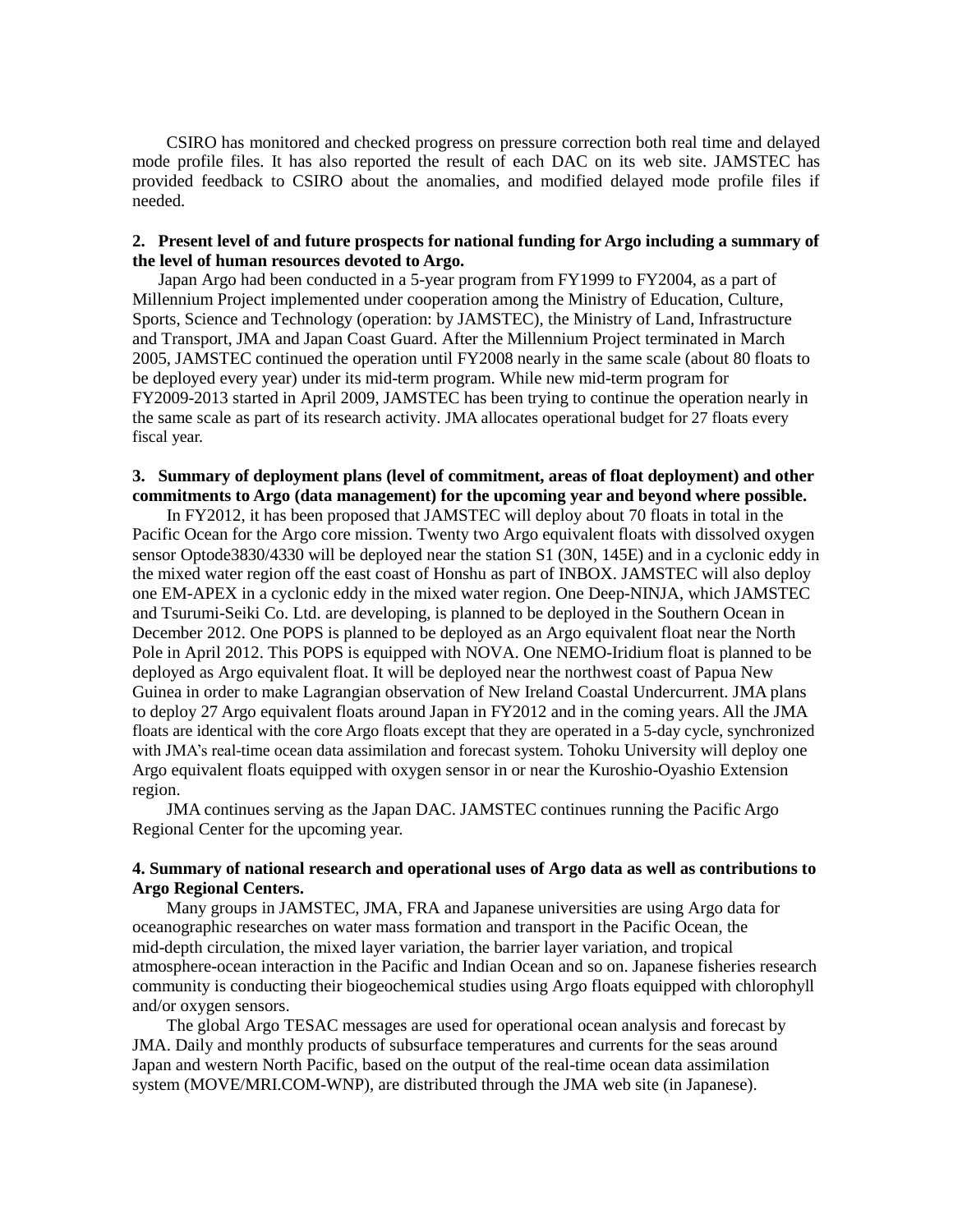CSIRO has monitored and checked progress on pressure correction both real time and delayed mode profile files. It has also reported the result of each DAC on its web site. JAMSTEC has provided feedback to CSIRO about the anomalies, and modified delayed mode profile files if needed.

**2. Present level of and future prospects for national funding for Argo including a summary of the level of human resources devoted to Argo.**

Japan Argo had been conducted in a 5-year program from FY1999 to FY2004, as a part of Millennium Project implemented under cooperation among the Ministry of Education, Culture, Sports, Science and Technology (operation: by JAMSTEC), the Ministry of Land, Infrastructure and Transport, JMA and Japan Coast Guard. After the Millennium Project terminated in March 2005, JAMSTEC continued the operation until FY2008 nearly in the same scale (about 80 floats to be deployed every year) under its mid-term program. While new mid-term program for FY2009-2013 started in April 2009, JAMSTEC has been trying to continue the operation nearly in the same scale as part of its research activity. JMA allocates operational budget for 27 floats every fiscal year.

**3. Summary of deployment plans (level of commitment, areas of float deployment) and other commitments to Argo (data management) for the upcoming year and beyond where possible.**

In FY2012, it has been proposed that JAMSTEC will deploy about 70 floats in total in the Pacific Ocean for the Argo core mission. Twenty two Argo equivalent floats with dissolved oxygen sensor Optode3830/4330 will be deployed near the station S1 (30N, 145E) and in a cyclonic eddy in the mixed water region off the east coast of Honshu as part of INBOX. JAMSTEC will also deploy one EM-APEX in a cyclonic eddy in the mixed water region. One Deep-NINJA, which JAMSTEC and Tsurumi-Seiki Co. Ltd. are developing, is planned to be deployed in the Southern Ocean in December 2012. One POPS is planned to be deployed as an Argo equivalent float near the North Pole in April 2012. This POPS is equipped with NOVA. One NEMO-Iridium float is planned to be deployed as Argo equivalent float. It will be deployed near the northwest coast of Papua New Guinea in order to make Lagrangian observation of New Ireland Coastal Undercurrent. JMA plans to deploy 27 Argo equivalent floats around Japan in FY2012 and in the coming years. All the JMA floats are identical with the core Argo floats except that they are operated in a 5-day cycle, synchronized with JMA's real-time ocean data assimilation and forecast system. Tohoku University will deploy one Argo equivalent floats equipped with oxygen sensor in or near the Kuroshio-Oyashio Extension region.

JMA continues serving as the Japan DAC. JAMSTEC continues running the Pacific Argo Regional Center for the upcoming year.

**4. Summary of national research and operational uses of Argo data as well as contributions to Argo Regional Centers.**

Many groups in JAMSTEC, JMA, FRA and Japanese universities are using Argo data for oceanographic researches on water mass formation and transport in the Pacific Ocean, the mid-depth circulation, the mixed layer variation, the barrier layer variation, and tropical atmosphere-ocean interaction in the Pacific and Indian Ocean and so on. Japanese fisheries research community is conducting their biogeochemical studies using Argo floats equipped with chlorophyll and/or oxygen sensors.

The global Argo TESAC messages are used for operational ocean analysis and forecast by JMA. Daily and monthly products of subsurface temperatures and currents for the seas around Japan and western North Pacific, based on the output of the real-time ocean data assimilation system (MOVE/MRI.COM-WNP), are distributed through the JMA web site (in Japanese).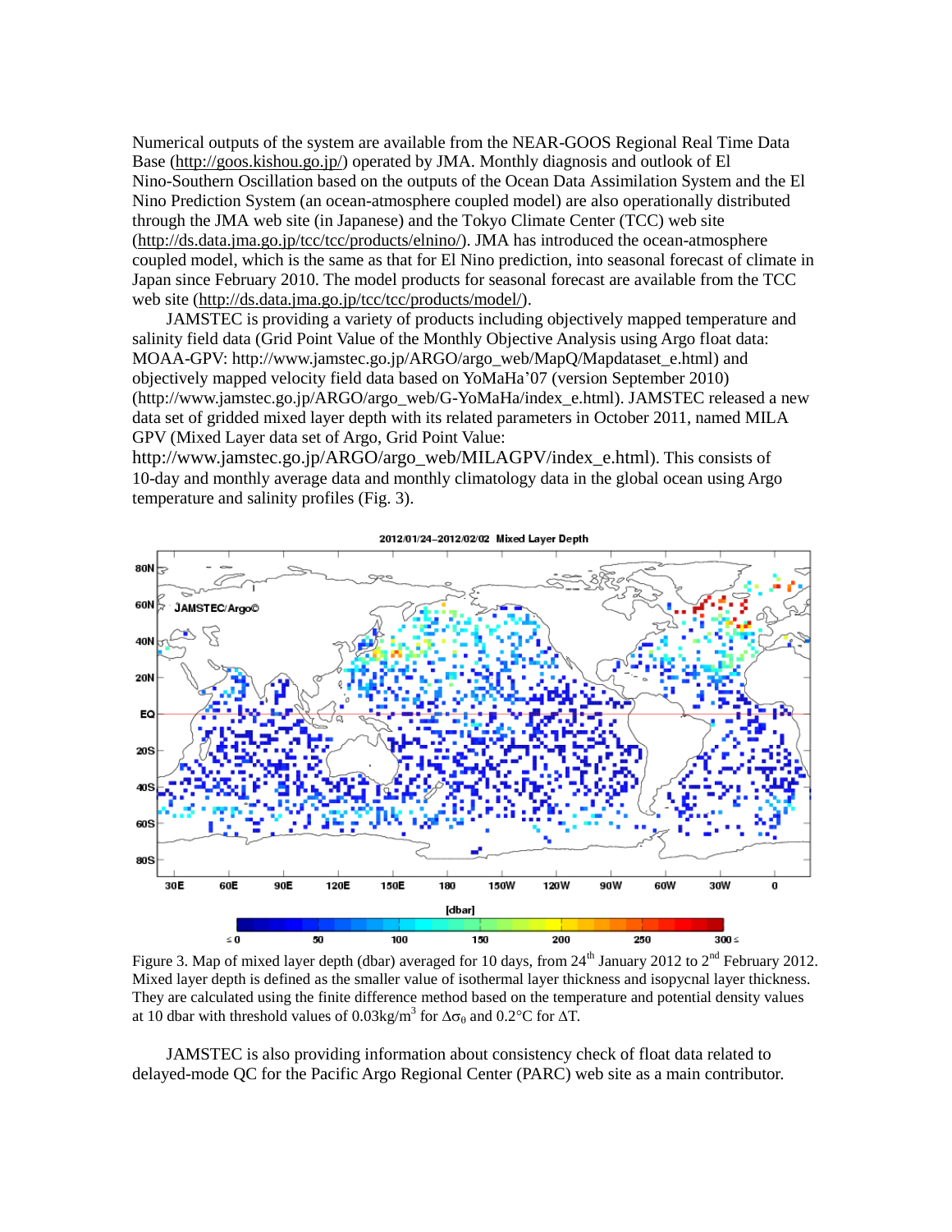Numerical outputs of the system are available from the NEAR-GOOS Regional Real Time Data Base (http://goos.kishou.go.jp/) operated by JMA. Monthly diagnosis and outlook of El Nino-Southern Oscillation based on the outputs of the Ocean Data Assimilation System and the El Nino Prediction System (an ocean-atmosphere coupled model) are also operationally distributed through the JMA web site (in Japanese) and the Tokyo Climate Center (TCC) web site (http://ds.data.jma.go.jp/tcc/tcc/products/elnino/). JMA has introduced the ocean-atmosphere coupled model, which is the same as that for El Nino prediction, into seasonal forecast of climate in Japan since February 2010. The model products for seasonal forecast are available from the TCC web site (http://ds.data.jma.go.jp/tcc/tcc/products/model/).

JAMSTEC is providing a variety of products including objectively mapped temperature and salinity field data (Grid Point Value of the Monthly Objective Analysis using Argo float data: MOAA-GPV: http://www.jamstec.go.jp/ARGO/argo_web/MapQ/Mapdataset_e.html) and objectively mapped velocity field data based on YoMaHa'07 (version September 2010) (http://www.jamstec.go.jp/ARGO/argo_web/G-YoMaHa/index_e.html). JAMSTEC released a new data set of gridded mixed layer depth with its related parameters in October 2011, named MILA GPV (Mixed Layer data set of Argo, Grid Point Value: http://www.jamstec.go.jp/ARGO/argo_web/MILAGPV/index_e.html). This consists of 10-day and monthly average data and monthly climatology data in the global ocean using Argo temperature and salinity profiles (Fig. 3).

Figure 3. Map of mixed layer depth (dbar) averaged for 10 days, from 24th January 2012 to 2nd February 2012. Mixed layer depth is defined as the smaller value of isothermal layer thickness and isopycnal layer thickness. They are calculated using the finite difference method based on the temperature and potential density values at 10 dbar with threshold values of 0.03kg/m$^3$ for $\Delta\sigma_\theta$ and 0.2°C for $\Delta T$.

JAMSTEC is also providing information about consistency check of float data related to delayed-mode QC for the Pacific Argo Regional Center (PARC) web site as a main contributor.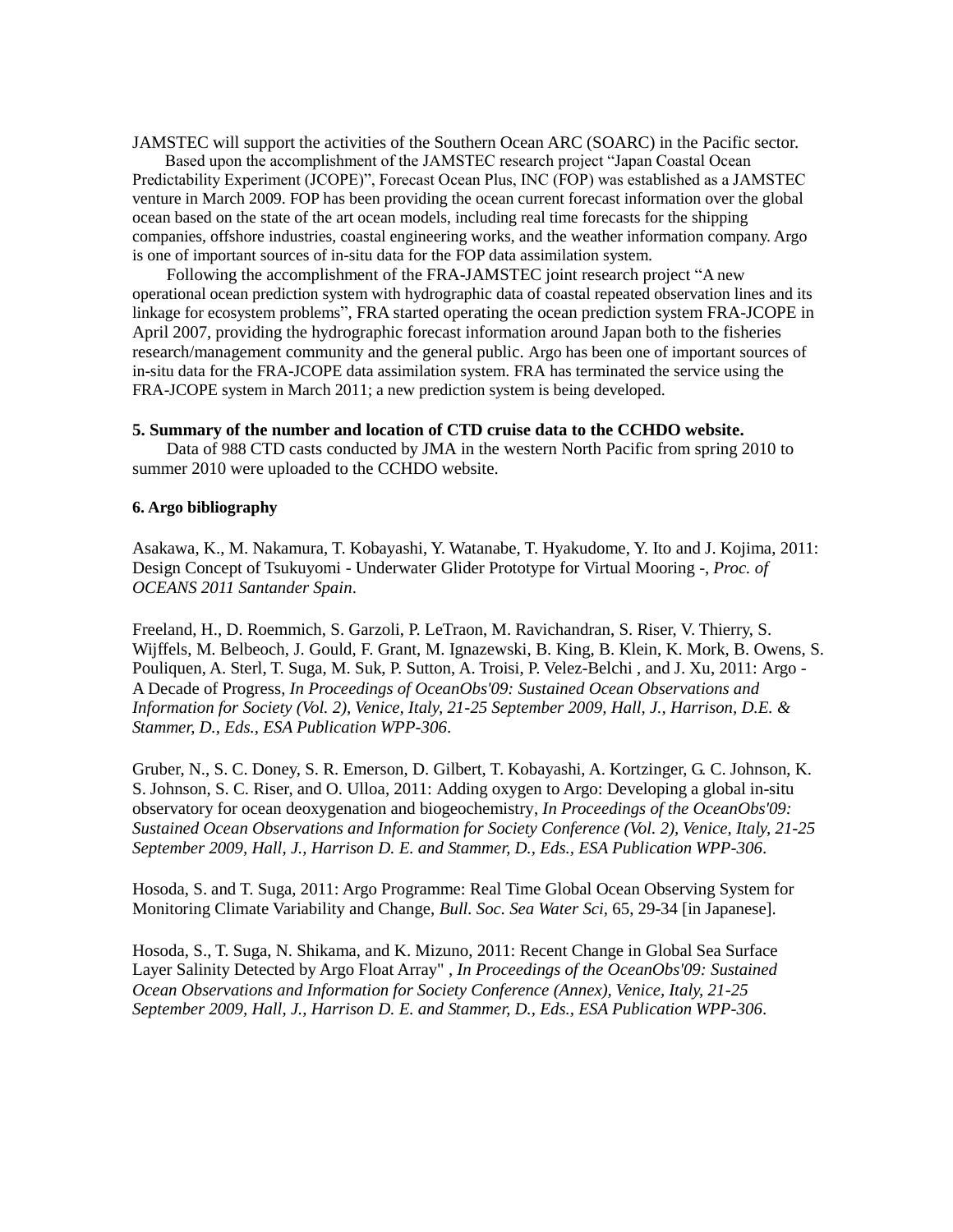JAMSTEC will support the activities of the Southern Ocean ARC (SOARC) in the Pacific sector.

Based upon the accomplishment of the JAMSTEC research project "Japan Coastal Ocean Predictability Experiment (JCOPE)", Forecast Ocean Plus, INC (FOP) was established as a JAMSTEC venture in March 2009. FOP has been providing the ocean current forecast information over the global ocean based on the state of the art ocean models, including real time forecasts for the shipping companies, offshore industries, coastal engineering works, and the weather information company. Argo is one of important sources of in-situ data for the FOP data assimilation system.

Following the accomplishment of the FRA-JAMSTEC joint research project "A new operational ocean prediction system with hydrographic data of coastal repeated observation lines and its linkage for ecosystem problems", FRA started operating the ocean prediction system FRA-JCOPE in April 2007, providing the hydrographic forecast information around Japan both to the fisheries research/management community and the general public. Argo has been one of important sources of in-situ data for the FRA-JCOPE data assimilation system. FRA has terminated the service using the FRA-JCOPE system in March 2011; a new prediction system is being developed.

**5. Summary of the number and location of CTD cruise data to the CCHDO website.**

Data of 988 CTD casts conducted by JMA in the western North Pacific from spring 2010 to summer 2010 were uploaded to the CCHDO website.

**6. Argo bibliography**

Asakawa, K., M. Nakamura, T. Kobayashi, Y. Watanabe, T. Hyakudome, Y. Ito and J. Kojima, 2011: Design Concept of Tsukuyomi - Underwater Glider Prototype for Virtual Mooring -, *Proc. of OCEANS 2011 Santander Spain*.

Freeland, H., D. Roemmich, S. Garzoli, P. LeTraon, M. Ravichandran, S. Riser, V. Thierry, S. Wijffels, M. Belbeoch, J. Gould, F. Grant, M. Ignazewski, B. King, B. Klein, K. Mork, B. Owens, S. Pouliquen, A. Sterl, T. Suga, M. Suk, P. Sutton, A. Troisi, P. Velez-Belchi , and J. Xu, 2011: Argo - A Decade of Progress, *In Proceedings of OceanObs'09: Sustained Ocean Observations and Information for Society (Vol. 2), Venice, Italy, 21-25 September 2009, Hall, J., Harrison, D.E. & Stammer, D., Eds., ESA Publication WPP-306*.

Gruber, N., S. C. Doney, S. R. Emerson, D. Gilbert, T. Kobayashi, A. Kortzinger, G. C. Johnson, K. S. Johnson, S. C. Riser, and O. Ulloa, 2011: Adding oxygen to Argo: Developing a global in-situ observatory for ocean deoxygenation and biogeochemistry, *In Proceedings of the OceanObs'09: Sustained Ocean Observations and Information for Society Conference (Vol. 2), Venice, Italy, 21-25 September 2009, Hall, J., Harrison D. E. and Stammer, D., Eds., ESA Publication WPP-306*.

Hosoda, S. and T. Suga, 2011: Argo Programme: Real Time Global Ocean Observing System for Monitoring Climate Variability and Change, *Bull. Soc. Sea Water Sci*, 65, 29-34 [in Japanese].

Hosoda, S., T. Suga, N. Shikama, and K. Mizuno, 2011: Recent Change in Global Sea Surface Layer Salinity Detected by Argo Float Array" , *In Proceedings of the OceanObs'09: Sustained Ocean Observations and Information for Society Conference (Annex), Venice, Italy, 21-25 September 2009, Hall, J., Harrison D. E. and Stammer, D., Eds., ESA Publication WPP-306*.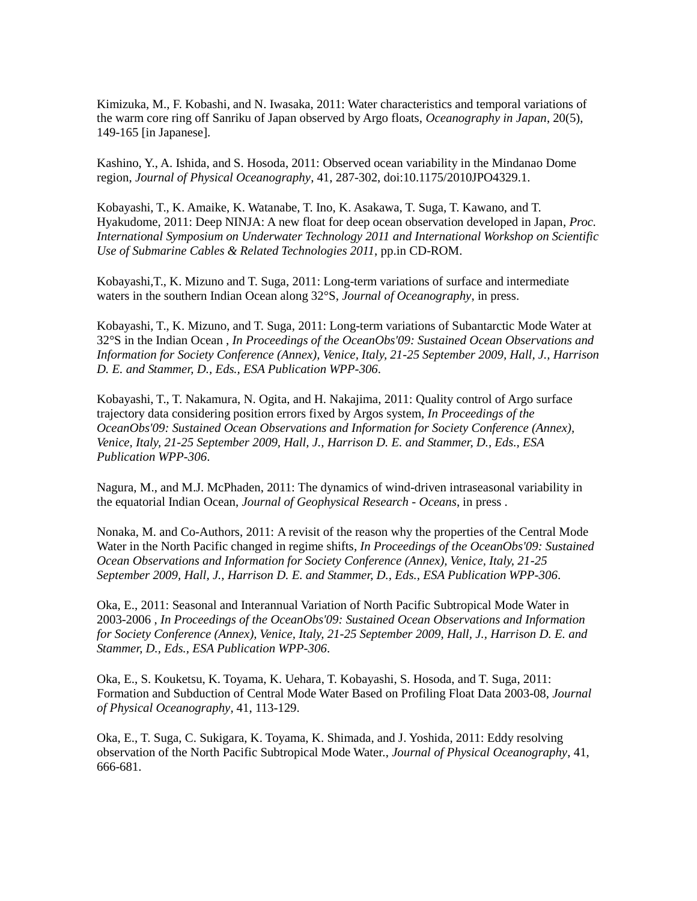Kimizuka, M., F. Kobashi, and N. Iwasaka, 2011: Water characteristics and temporal variations of the warm core ring off Sanriku of Japan observed by Argo floats, *Oceanography in Japan*, 20(5), 149-165 [in Japanese].

Kashino, Y., A. Ishida, and S. Hosoda, 2011: Observed ocean variability in the Mindanao Dome region, *Journal of Physical Oceanography*, 41, 287-302, doi:10.1175/2010JPO4329.1.

Kobayashi, T., K. Amaike, K. Watanabe, T. Ino, K. Asakawa, T. Suga, T. Kawano, and T. Hyakudome, 2011: Deep NINJA: A new float for deep ocean observation developed in Japan, *Proc. International Symposium on Underwater Technology 2011 and International Workshop on Scientific Use of Submarine Cables & Related Technologies 2011*, pp.in CD-ROM.

Kobayashi,T., K. Mizuno and T. Suga, 2011: Long-term variations of surface and intermediate waters in the southern Indian Ocean along 32°S, *Journal of Oceanography*, in press.

Kobayashi, T., K. Mizuno, and T. Suga, 2011: Long-term variations of Subantarctic Mode Water at 32°S in the Indian Ocean , *In Proceedings of the OceanObs'09: Sustained Ocean Observations and Information for Society Conference (Annex), Venice, Italy, 21-25 September 2009, Hall, J., Harrison D. E. and Stammer, D., Eds., ESA Publication WPP-306*.

Kobayashi, T., T. Nakamura, N. Ogita, and H. Nakajima, 2011: Quality control of Argo surface trajectory data considering position errors fixed by Argos system, *In Proceedings of the OceanObs'09: Sustained Ocean Observations and Information for Society Conference (Annex), Venice, Italy, 21-25 September 2009, Hall, J., Harrison D. E. and Stammer, D., Eds., ESA Publication WPP-306*.

Nagura, M., and M.J. McPhaden, 2011: The dynamics of wind-driven intraseasonal variability in the equatorial Indian Ocean, *Journal of Geophysical Research - Oceans*, in press .

Nonaka, M. and Co-Authors, 2011: A revisit of the reason why the properties of the Central Mode Water in the North Pacific changed in regime shifts, *In Proceedings of the OceanObs'09: Sustained Ocean Observations and Information for Society Conference (Annex), Venice, Italy, 21-25 September 2009, Hall, J., Harrison D. E. and Stammer, D., Eds., ESA Publication WPP-306*.

Oka, E., 2011: Seasonal and Interannual Variation of North Pacific Subtropical Mode Water in 2003-2006 , *In Proceedings of the OceanObs'09: Sustained Ocean Observations and Information for Society Conference (Annex), Venice, Italy, 21-25 September 2009, Hall, J., Harrison D. E. and Stammer, D., Eds., ESA Publication WPP-306*.

Oka, E., S. Kouketsu, K. Toyama, K. Uehara, T. Kobayashi, S. Hosoda, and T. Suga, 2011: Formation and Subduction of Central Mode Water Based on Profiling Float Data 2003-08, *Journal of Physical Oceanography*, 41, 113-129.

Oka, E., T. Suga, C. Sukigara, K. Toyama, K. Shimada, and J. Yoshida, 2011: Eddy resolving observation of the North Pacific Subtropical Mode Water., *Journal of Physical Oceanography*, 41, 666-681.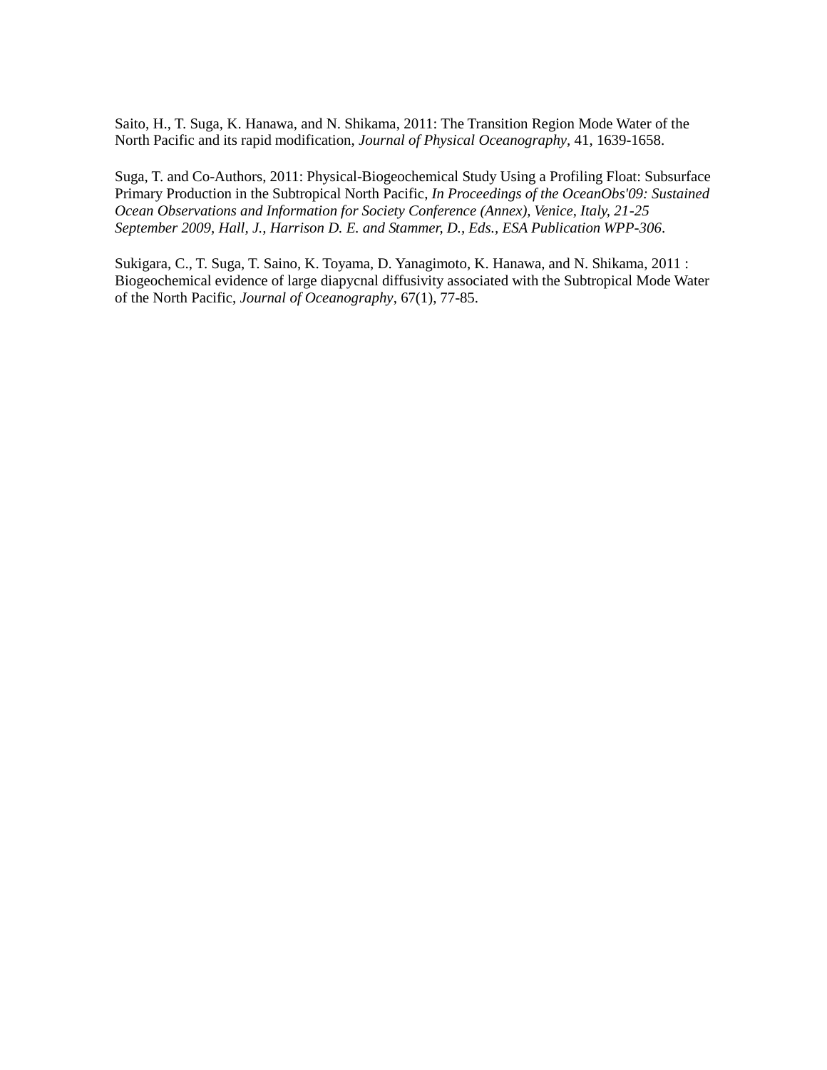Saito, H., T. Suga, K. Hanawa, and N. Shikama, 2011: The Transition Region Mode Water of the North Pacific and its rapid modification, *Journal of Physical Oceanography*, 41, 1639-1658.

Suga, T. and Co-Authors, 2011: Physical-Biogeochemical Study Using a Profiling Float: Subsurface Primary Production in the Subtropical North Pacific, *In Proceedings of the OceanObs'09: Sustained Ocean Observations and Information for Society Conference (Annex), Venice, Italy, 21-25 September 2009, Hall, J., Harrison D. E. and Stammer, D., Eds., ESA Publication WPP-306*.

Sukigara, C., T. Suga, T. Saino, K. Toyama, D. Yanagimoto, K. Hanawa, and N. Shikama, 2011 : Biogeochemical evidence of large diapycnal diffusivity associated with the Subtropical Mode Water of the North Pacific, *Journal of Oceanography*, 67(1), 77-85.